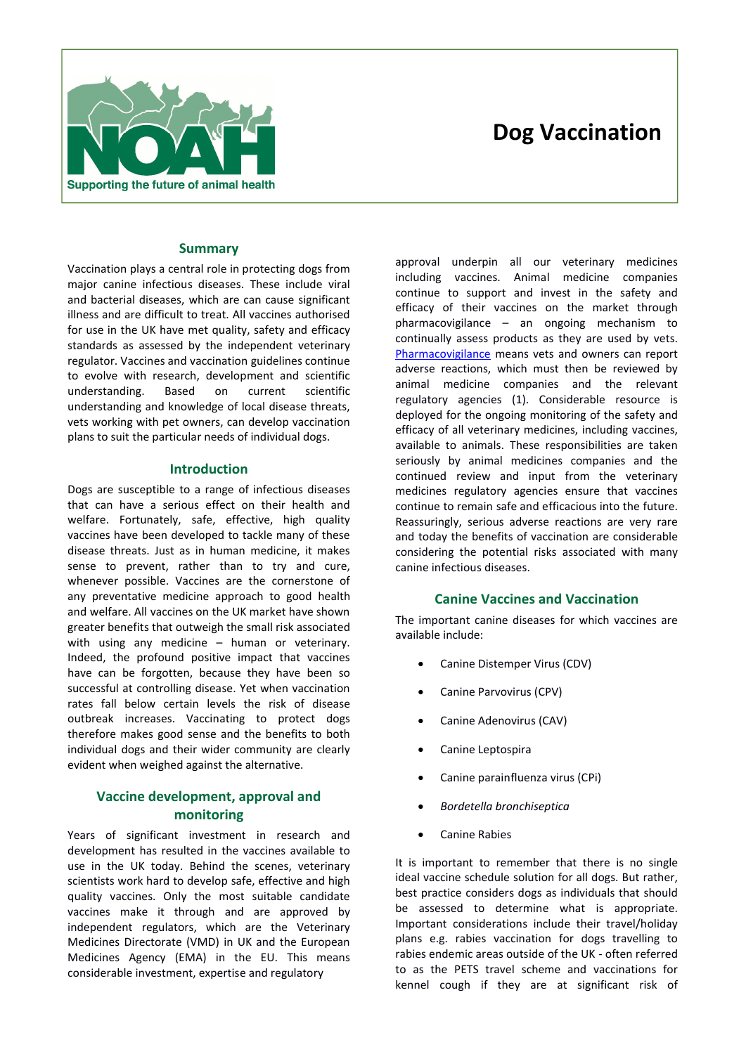NOAH

Supporting the future of animal health

# Dog Vaccination

## Summary

Vaccination plays a central role in protecting dogs from major canine infectious diseases. These include viral and bacterial diseases, which are can cause significant illness and are difficult to treat. All vaccines authorised for use in the UK have met quality, safety and efficacy standards as assessed by the independent veterinary regulator. Vaccines and vaccination guidelines continue to evolve with research, development and scientific understanding. Based on current scientific understanding and knowledge of local disease threats, vets working with pet owners, can develop vaccination plans to suit the particular needs of individual dogs.

## Introduction

Dogs are susceptible to a range of infectious diseases that can have a serious effect on their health and welfare. Fortunately, safe, effective, high quality vaccines have been developed to tackle many of these disease threats. Just as in human medicine, it makes sense to prevent, rather than to try and cure, whenever possible. Vaccines are the cornerstone of any preventative medicine approach to good health and welfare. All vaccines on the UK market have shown greater benefits that outweigh the small risk associated with using any medicine – human or veterinary. Indeed, the profound positive impact that vaccines have can be forgotten, because they have been so successful at controlling disease. Yet when vaccination rates fall below certain levels the risk of disease outbreak increases. Vaccinating to protect dogs therefore makes good sense and the benefits to both individual dogs and their wider community are clearly evident when weighed against the alternative.

## Vaccine development, approval and monitoring

Years of significant investment in research and development has resulted in the vaccines available to use in the UK today. Behind the scenes, veterinary scientists work hard to develop safe, effective and high quality vaccines. Only the most suitable candidate vaccines make it through and are approved by independent regulators, which are the Veterinary Medicines Directorate (VMD) in UK and the European Medicines Agency (EMA) in the EU. This means considerable investment, expertise and regulatory approval underpin all our veterinary medicines including vaccines. Animal medicine companies continue to support and invest in the safety and efficacy of their vaccines on the market through pharmacovigilance – an ongoing mechanism to continually assess products as they are used by vets. Pharmacovigilance means vets and owners can report adverse reactions, which must then be reviewed by animal medicine companies and the relevant regulatory agencies (1). Considerable resource is deployed for the ongoing monitoring of the safety and efficacy of all veterinary medicines, including vaccines, available to animals. These responsibilities are taken seriously by animal medicines companies and the continued review and input from the veterinary medicines regulatory agencies ensure that vaccines continue to remain safe and efficacious into the future. Reassuringly, serious adverse reactions are very rare and today the benefits of vaccination are considerable considering the potential risks associated with many canine infectious diseases.

## Canine Vaccines and Vaccination

The important canine diseases for which vaccines are available include:

- Canine Distemper Virus (CDV)
- Canine Parvovirus (CPV)
- Canine Adenovirus (CAV)
- Canine Leptospira
- Canine parainfluenza virus (CPi)
- *Bordetella bronchiseptica*
- Canine Rabies

It is important to remember that there is no single ideal vaccine schedule solution for all dogs. But rather, best practice considers dogs as individuals that should be assessed to determine what is appropriate. Important considerations include their travel/holiday plans e.g. rabies vaccination for dogs travelling to rabies endemic areas outside of the UK - often referred to as the PETS travel scheme and vaccinations for kennel cough if they are at significant risk of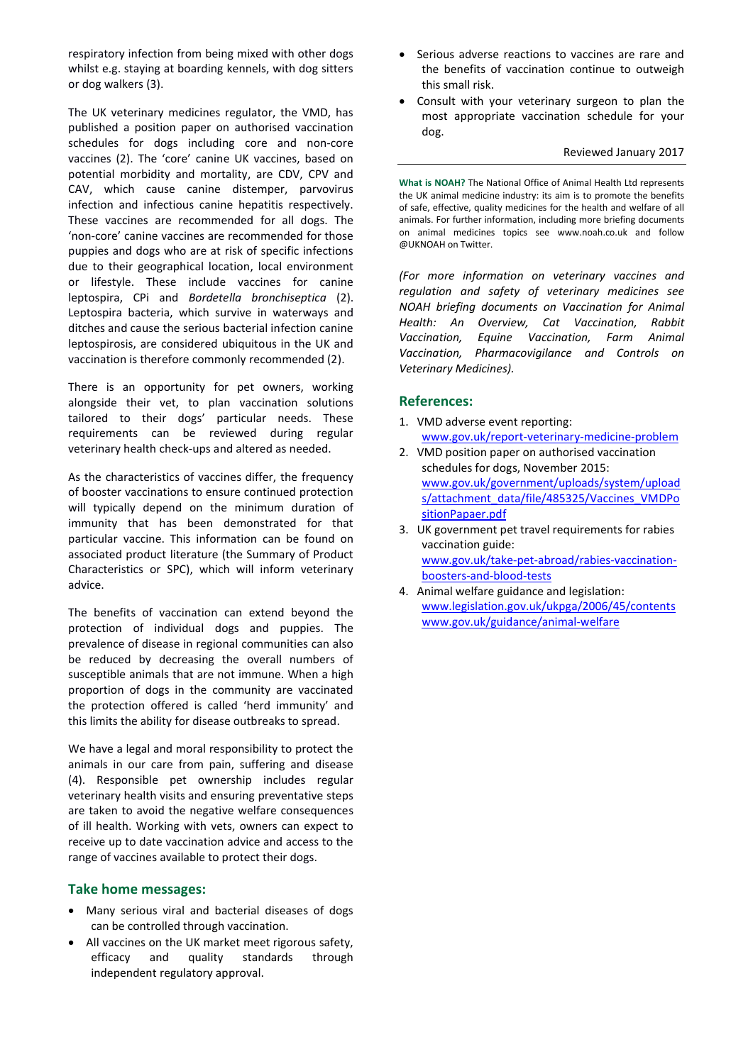respiratory infection from being mixed with other dogs whilst e.g. staying at boarding kennels, with dog sitters or dog walkers (3).

The UK veterinary medicines regulator, the VMD, has published a position paper on authorised vaccination schedules for dogs including core and non-core vaccines (2). The 'core' canine UK vaccines, based on potential morbidity and mortality, are CDV, CPV and CAV, which cause canine distemper, parvovirus infection and infectious canine hepatitis respectively. These vaccines are recommended for all dogs. The 'non-core' canine vaccines are recommended for those puppies and dogs who are at risk of specific infections due to their geographical location, local environment or lifestyle. These include vaccines for canine leptospira, CPi and *Bordetella bronchiseptica* (2). Leptospira bacteria, which survive in waterways and ditches and cause the serious bacterial infection canine leptospirosis, are considered ubiquitous in the UK and vaccination is therefore commonly recommended (2).

There is an opportunity for pet owners, working alongside their vet, to plan vaccination solutions tailored to their dogs' particular needs. These requirements can be reviewed during regular veterinary health check-ups and altered as needed.

As the characteristics of vaccines differ, the frequency of booster vaccinations to ensure continued protection will typically depend on the minimum duration of immunity that has been demonstrated for that particular vaccine. This information can be found on associated product literature (the Summary of Product Characteristics or SPC), which will inform veterinary advice.

The benefits of vaccination can extend beyond the protection of individual dogs and puppies. The prevalence of disease in regional communities can also be reduced by decreasing the overall numbers of susceptible animals that are not immune. When a high proportion of dogs in the community are vaccinated the protection offered is called 'herd immunity' and this limits the ability for disease outbreaks to spread.

We have a legal and moral responsibility to protect the animals in our care from pain, suffering and disease (4). Responsible pet ownership includes regular veterinary health visits and ensuring preventative steps are taken to avoid the negative welfare consequences of ill health. Working with vets, owners can expect to receive up to date vaccination advice and access to the range of vaccines available to protect their dogs.

## Take home messages:

- Many serious viral and bacterial diseases of dogs can be controlled through vaccination.
- All vaccines on the UK market meet rigorous safety, efficacy and quality standards through independent regulatory approval.
- Serious adverse reactions to vaccines are rare and the benefits of vaccination continue to outweigh this small risk.
- Consult with your veterinary surgeon to plan the most appropriate vaccination schedule for your dog.

Reviewed January 2017

**What is NOAH?** The National Office of Animal Health Ltd represents the UK animal medicine industry: its aim is to promote the benefits of safe, effective, quality medicines for the health and welfare of all animals. For further information, including more briefing documents on animal medicines topics see www.noah.co.uk and follow @UKNOAH on Twitter.

*(For more information on veterinary vaccines and regulation and safety of veterinary medicines see NOAH briefing documents on Vaccination for Animal Health: An Overview, Cat Vaccination, Rabbit Vaccination, Equine Vaccination, Farm Animal Vaccination, Pharmacovigilance and Controls on Veterinary Medicines).*

## References:

1. VMD adverse event reporting: www.gov.uk/report-veterinary-medicine-problem
2. VMD position paper on authorised vaccination schedules for dogs, November 2015: www.gov.uk/government/uploads/system/uploads/attachment_data/file/485325/Vaccines_VMDPositionPapaer.pdf
3. UK government pet travel requirements for rabies vaccination guide: www.gov.uk/take-pet-abroad/rabies-vaccination-boosters-and-blood-tests
4. Animal welfare guidance and legislation: www.legislation.gov.uk/ukpga/2006/45/contents www.gov.uk/guidance/animal-welfare